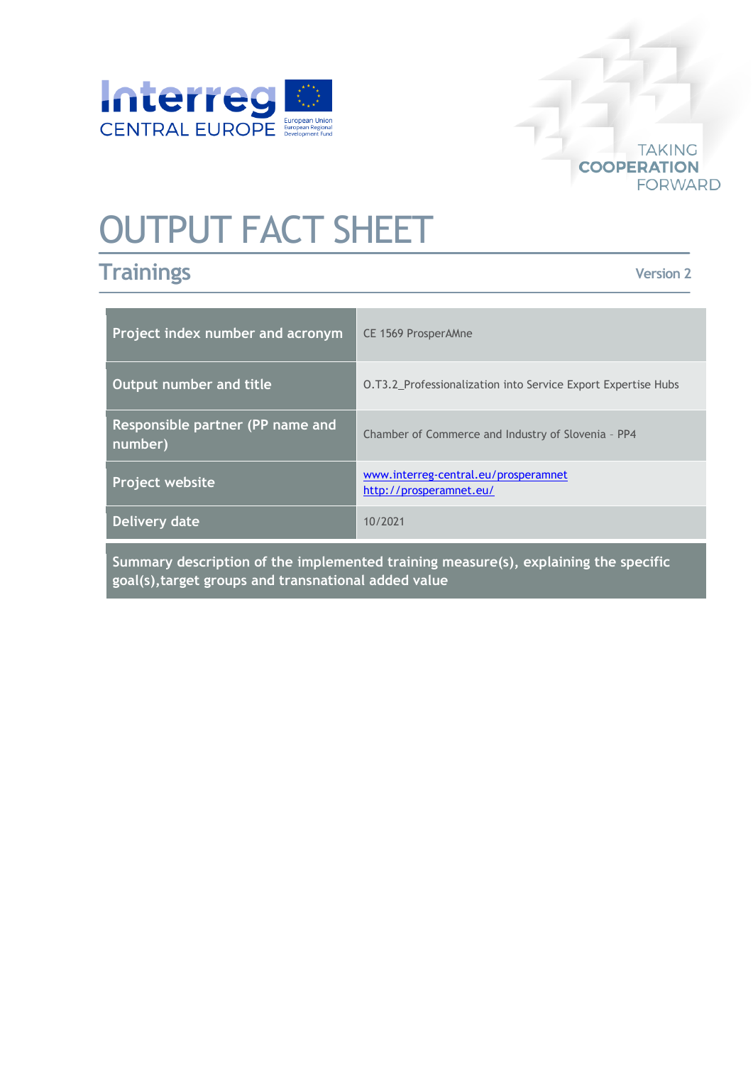# OUTPUT FACT SHEET

## Trainings

Version 2

| | |
|---|---|
| Project index number and acronym | CE 1569 ProsperAMne |
| Output number and title | O.T3.2_Professionalization into Service Export Expertise Hubs |
| Responsible partner (PP name and number) | Chamber of Commerce and Industry of Slovenia - PP4 |
| Project website | www.interreg-central.eu/prosperamnet<br>http://prosperamnet.eu/ |
| Delivery date | 10/2021 |

**Summary description of the implemented training measure(s), explaining the specific goal(s),target groups and transnational added value**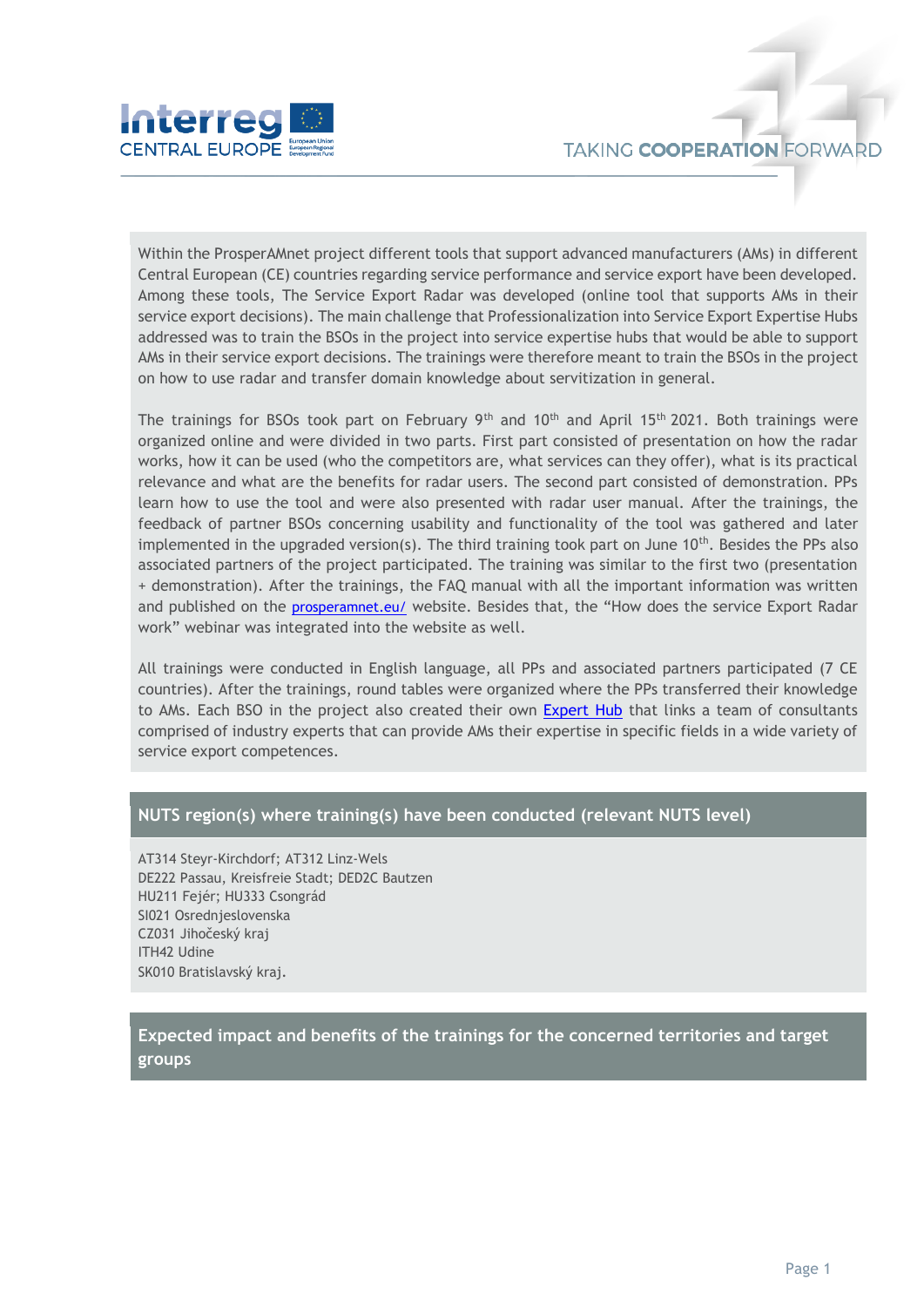Within the ProsperAMnet project different tools that support advanced manufacturers (AMs) in different Central European (CE) countries regarding service performance and service export have been developed. Among these tools, The Service Export Radar was developed (online tool that supports AMs in their service export decisions). The main challenge that Professionalization into Service Export Expertise Hubs addressed was to train the BSOs in the project into service expertise hubs that would be able to support AMs in their service export decisions. The trainings were therefore meant to train the BSOs in the project on how to use radar and transfer domain knowledge about servitization in general.

The trainings for BSOs took part on February 9th and 10th and April 15th 2021. Both trainings were organized online and were divided in two parts. First part consisted of presentation on how the radar works, how it can be used (who the competitors are, what services can they offer), what is its practical relevance and what are the benefits for radar users. The second part consisted of demonstration. PPs learn how to use the tool and were also presented with radar user manual. After the trainings, the feedback of partner BSOs concerning usability and functionality of the tool was gathered and later implemented in the upgraded version(s). The third training took part on June 10th. Besides the PPs also associated partners of the project participated. The training was similar to the first two (presentation + demonstration). After the trainings, the FAQ manual with all the important information was written and published on the prosperamnet.eu/ website. Besides that, the "How does the service Export Radar work" webinar was integrated into the website as well.

All trainings were conducted in English language, all PPs and associated partners participated (7 CE countries). After the trainings, round tables were organized where the PPs transferred their knowledge to AMs. Each BSO in the project also created their own Expert Hub that links a team of consultants comprised of industry experts that can provide AMs their expertise in specific fields in a wide variety of service export competences.

## NUTS region(s) where training(s) have been conducted (relevant NUTS level)

AT314 Steyr-Kirchdorf; AT312 Linz-Wels
DE222 Passau, Kreisfreie Stadt; DED2C Bautzen
HU211 Fejér; HU333 Csongrád
SI021 Osrednjeslovenska
CZ031 Jihočeský kraj
ITH42 Udine
SK010 Bratislavský kraj.

## Expected impact and benefits of the trainings for the concerned territories and target groups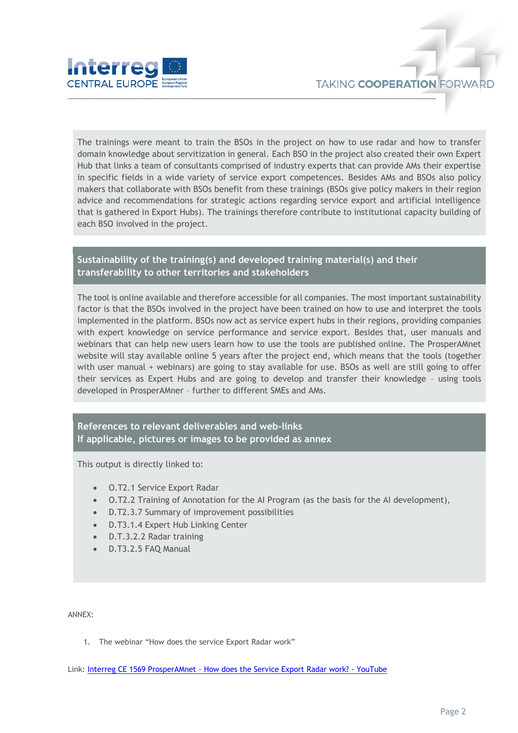The trainings were meant to train the BSOs in the project on how to use radar and how to transfer domain knowledge about servitization in general. Each BSO in the project also created their own Expert Hub that links a team of consultants comprised of industry experts that can provide AMs their expertise in specific fields in a wide variety of service export competences. Besides AMs and BSOs also policy makers that collaborate with BSOs benefit from these trainings (BSOs give policy makers in their region advice and recommendations for strategic actions regarding service export and artificial intelligence that is gathered in Export Hubs). The trainings therefore contribute to institutional capacity building of each BSO involved in the project.

## Sustainability of the training(s) and developed training material(s) and their transferability to other territories and stakeholders

The tool is online available and therefore accessible for all companies. The most important sustainability factor is that the BSOs involved in the project have been trained on how to use and interpret the tools implemented in the platform. BSOs now act as service expert hubs in their regions, providing companies with expert knowledge on service performance and service export. Besides that, user manuals and webinars that can help new users learn how to use the tools are published online. The ProsperAMnet website will stay available online 5 years after the project end, which means that the tools (together with user manual + webinars) are going to stay available for use. BSOs as well are still going to offer their services as Expert Hubs and are going to develop and transfer their knowledge – using tools developed in ProsperAMner – further to different SMEs and AMs.

## References to relevant deliverables and web-links
## If applicable, pictures or images to be provided as annex

This output is directly linked to:

- O.T2.1 Service Export Radar
- O.T2.2 Training of Annotation for the AI Program (as the basis for the AI development),
- D.T2.3.7 Summary of improvement possibilities
- D.T3.1.4 Expert Hub Linking Center
- D.T.3.2.2 Radar training
- D.T3.2.5 FAQ Manual

ANNEX:

1. The webinar "How does the service Export Radar work"

Link: Interreg CE 1569 ProsperAMnet - How does the Service Export Radar work? - YouTube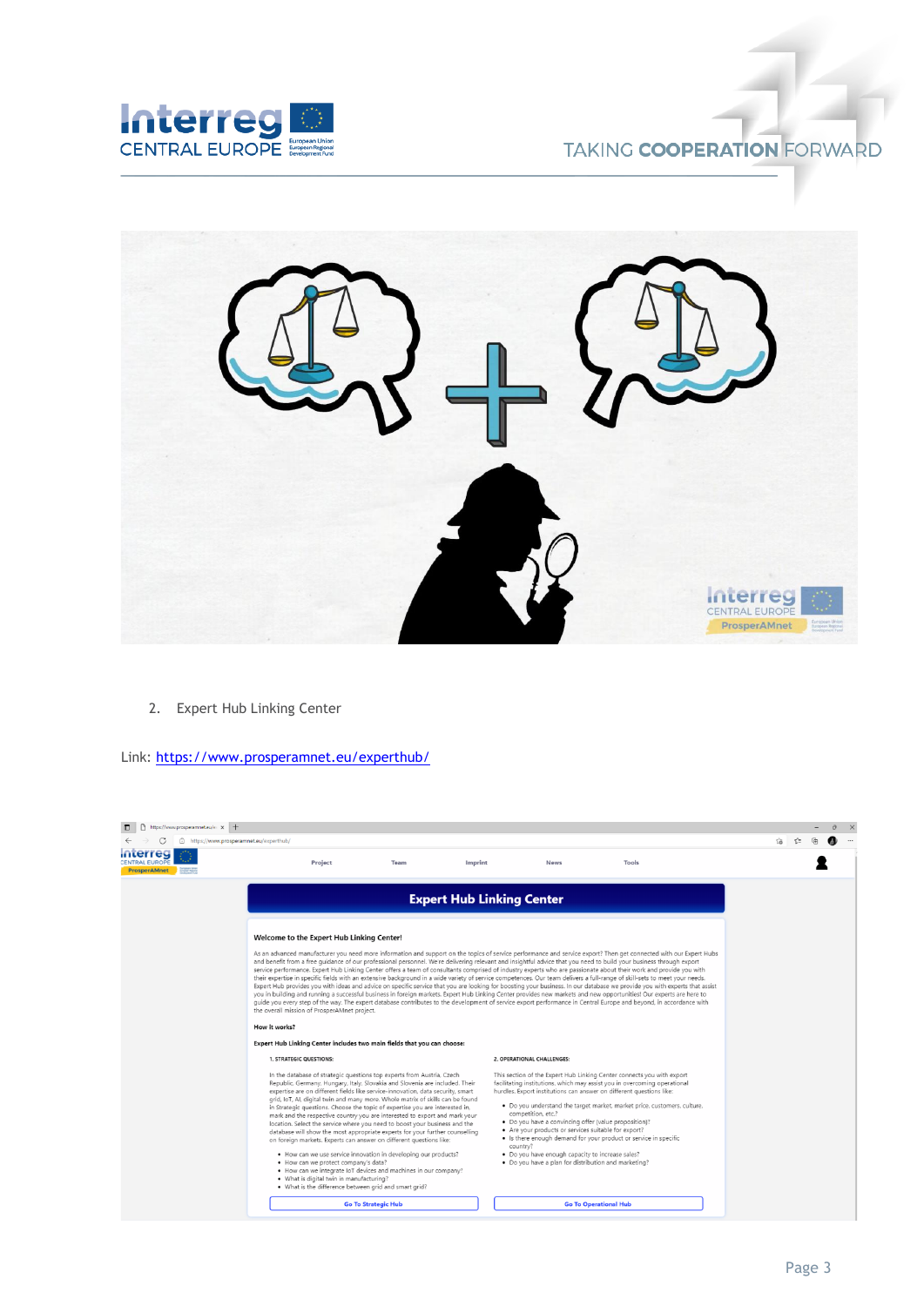2. Expert Hub Linking Center

Link: https://www.prosperamnet.eu/experthub/